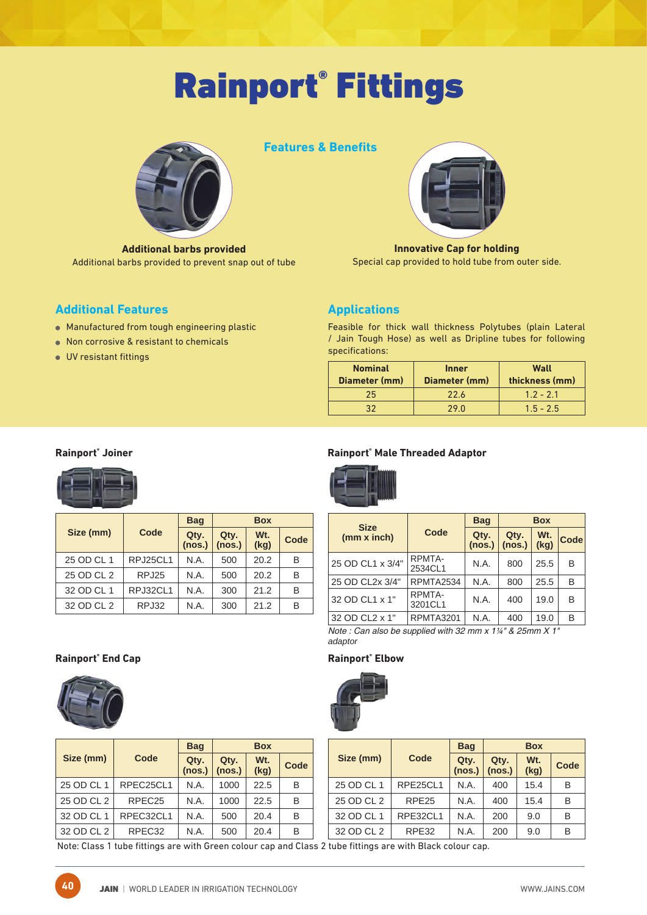# Rainport® Fittings

## Features & Benefits

**Additional barbs provided**

Additional barbs provided to prevent snap out of tube

**Innovative Cap for holding**

Special cap provided to hold tube from outer side.

## Additional Features

- Manufactured from tough engineering plastic
- Non corrosive & resistant to chemicals
- UV resistant fittings

## Applications

Feasible for thick wall thickness Polytubes (plain Lateral / Jain Tough Hose) as well as Dripline tubes for following specifications:

| Nominal Diameter (mm) | Inner Diameter (mm) | Wall thickness (mm) |
|---|---|---|
| 25 | 22.6 | 1.2 - 2.1 |
| 32 | 29.0 | 1.5 - 2.5 |

### Rainport® Joiner

| Size (mm) | Code | Bag | Box | | |
|---|---|---|---|---|---|
| | | Qty. (nos.) | Qty. (nos.) | Wt. (kg) | Code |
| 25 OD CL 1 | RPJ25CL1 | N.A. | 500 | 20.2 | B |
| 25 OD CL 2 | RPJ25 | N.A. | 500 | 20.2 | B |
| 32 OD CL 1 | RPJ32CL1 | N.A. | 300 | 21.2 | B |
| 32 OD CL 2 | RPJ32 | N.A. | 300 | 21.2 | B |

### Rainport® Male Threaded Adaptor

| Size (mm x inch) | Code | Bag | Box | | |
|---|---|---|---|---|---|
| | | Qty. (nos.) | Qty. (nos.) | Wt. (kg) | Code |
| 25 OD CL1 x 3/4" | RPMTA-2534CL1 | N.A. | 800 | 25.5 | B |
| 25 OD CL2x 3/4" | RPMTA2534 | N.A. | 800 | 25.5 | B |
| 32 OD CL1 x 1" | RPMTA-3201CL1 | N.A. | 400 | 19.0 | B |
| 32 OD CL2 x 1" | RPMTA3201 | N.A. | 400 | 19.0 | B |

*Note : Can also be supplied with 32 mm x 1¼" & 25mm X 1" adaptor*

### Rainport® End Cap

| Size (mm) | Code | Bag | Box | | |
|---|---|---|---|---|---|
| | | Qty. (nos.) | Qty. (nos.) | Wt. (kg) | Code |
| 25 OD CL 1 | RPEC25CL1 | N.A. | 1000 | 22.5 | B |
| 25 OD CL 2 | RPEC25 | N.A. | 1000 | 22.5 | B |
| 32 OD CL 1 | RPEC32CL1 | N.A. | 500 | 20.4 | B |
| 32 OD CL 2 | RPEC32 | N.A. | 500 | 20.4 | B |

### Rainport® Elbow

| Size (mm) | Code | Bag | Box | | |
|---|---|---|---|---|---|
| | | Qty. (nos.) | Qty. (nos.) | Wt. (kg) | Code |
| 25 OD CL 1 | RPE25CL1 | N.A. | 400 | 15.4 | B |
| 25 OD CL 2 | RPE25 | N.A. | 400 | 15.4 | B |
| 32 OD CL 1 | RPE32CL1 | N.A. | 200 | 9.0 | B |
| 32 OD CL 2 | RPE32 | N.A. | 200 | 9.0 | B |

Note: Class 1 tube fittings are with Green colour cap and Class 2 tube fittings are with Black colour cap.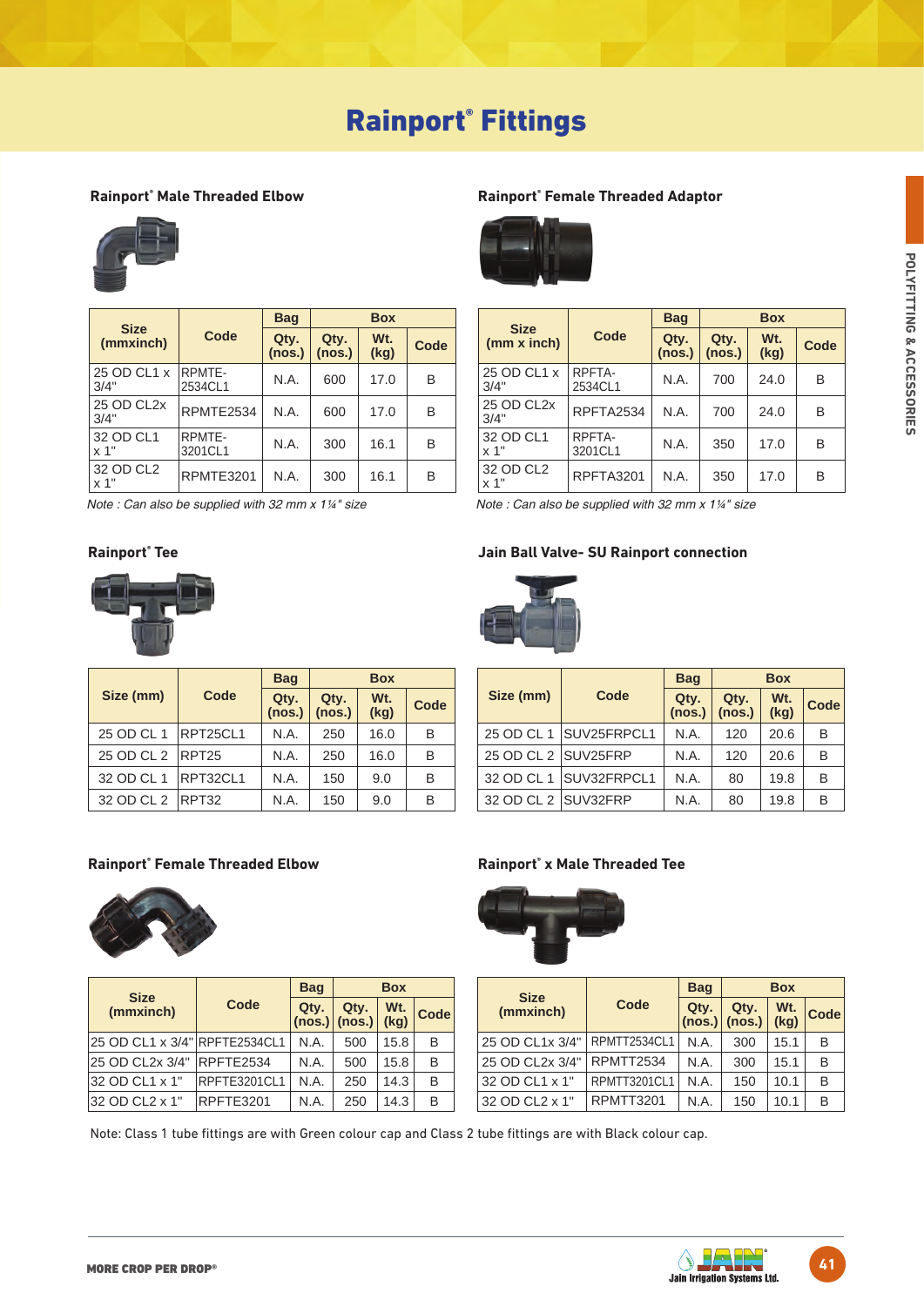# Rainport® Fittings

## Rainport® Male Threaded Elbow

| Size (mmxinch) | Code | Bag | Box | | |
|---|---|---|---|---|---|
| | | Qty. (nos.) | Qty. (nos.) | Wt. (kg) | Code |
| 25 OD CL1 x 3/4" | RPMTE-2534CL1 | N.A. | 600 | 17.0 | B |
| 25 OD CL2x 3/4" | RPMTE2534 | N.A. | 600 | 17.0 | B |
| 32 OD CL1 x 1" | RPMTE-3201CL1 | N.A. | 300 | 16.1 | B |
| 32 OD CL2 x 1" | RPMTE3201 | N.A. | 300 | 16.1 | B |

*Note : Can also be supplied with 32 mm x 1¼" size*

## Rainport® Female Threaded Adaptor

| Size (mm x inch) | Code | Bag | Box | | |
|---|---|---|---|---|---|
| | | Qty. (nos.) | Qty. (nos.) | Wt. (kg) | Code |
| 25 OD CL1 x 3/4" | RPFTA-2534CL1 | N.A. | 700 | 24.0 | B |
| 25 OD CL2x 3/4" | RPFTA2534 | N.A. | 700 | 24.0 | B |
| 32 OD CL1 x 1" | RPFTA-3201CL1 | N.A. | 350 | 17.0 | B |
| 32 OD CL2 x 1" | RPFTA3201 | N.A. | 350 | 17.0 | B |

*Note : Can also be supplied with 32 mm x 1¼" size*

## Rainport® Tee

| Size (mm) | Code | Bag | Box | | |
|---|---|---|---|---|---|
| | | Qty. (nos.) | Qty. (nos.) | Wt. (kg) | Code |
| 25 OD CL 1 | RPT25CL1 | N.A. | 250 | 16.0 | B |
| 25 OD CL 2 | RPT25 | N.A. | 250 | 16.0 | B |
| 32 OD CL 1 | RPT32CL1 | N.A. | 150 | 9.0 | B |
| 32 OD CL 2 | RPT32 | N.A. | 150 | 9.0 | B |

## Jain Ball Valve- SU Rainport connection

| Size (mm) | Code | Bag | Box | | |
|---|---|---|---|---|---|
| | | Qty. (nos.) | Qty. (nos.) | Wt. (kg) | Code |
| 25 OD CL 1 | SUV25FRPCL1 | N.A. | 120 | 20.6 | B |
| 25 OD CL 2 | SUV25FRP | N.A. | 120 | 20.6 | B |
| 32 OD CL 1 | SUV32FRPCL1 | N.A. | 80 | 19.8 | B |
| 32 OD CL 2 | SUV32FRP | N.A. | 80 | 19.8 | B |

## Rainport® Female Threaded Elbow

| Size (mmxinch) | Code | Bag | Box | | |
|---|---|---|---|---|---|
| | | Qty. (nos.) | Qty. (nos.) | Wt. (kg) | Code |
| 25 OD CL1 x 3/4" | RPFTE2534CL1 | N.A. | 500 | 15.8 | B |
| 25 OD CL2x 3/4" | RPFTE2534 | N.A. | 500 | 15.8 | B |
| 32 OD CL1 x 1" | RPFTE3201CL1 | N.A. | 250 | 14.3 | B |
| 32 OD CL2 x 1" | RPFTE3201 | N.A. | 250 | 14.3 | B |

## Rainport® x Male Threaded Tee

| Size (mmxinch) | Code | Bag | Box | | |
|---|---|---|---|---|---|
| | | Qty. (nos.) | Qty. (nos.) | Wt. (kg) | Code |
| 25 OD CL1x 3/4" | RPMTT2534CL1 | N.A. | 300 | 15.1 | B |
| 25 OD CL2x 3/4" | RPMTT2534 | N.A. | 300 | 15.1 | B |
| 32 OD CL1 x 1" | RPMTT3201CL1 | N.A. | 150 | 10.1 | B |
| 32 OD CL2 x 1" | RPMTT3201 | N.A. | 150 | 10.1 | B |

Note: Class 1 tube fittings are with Green colour cap and Class 2 tube fittings are with Black colour cap.